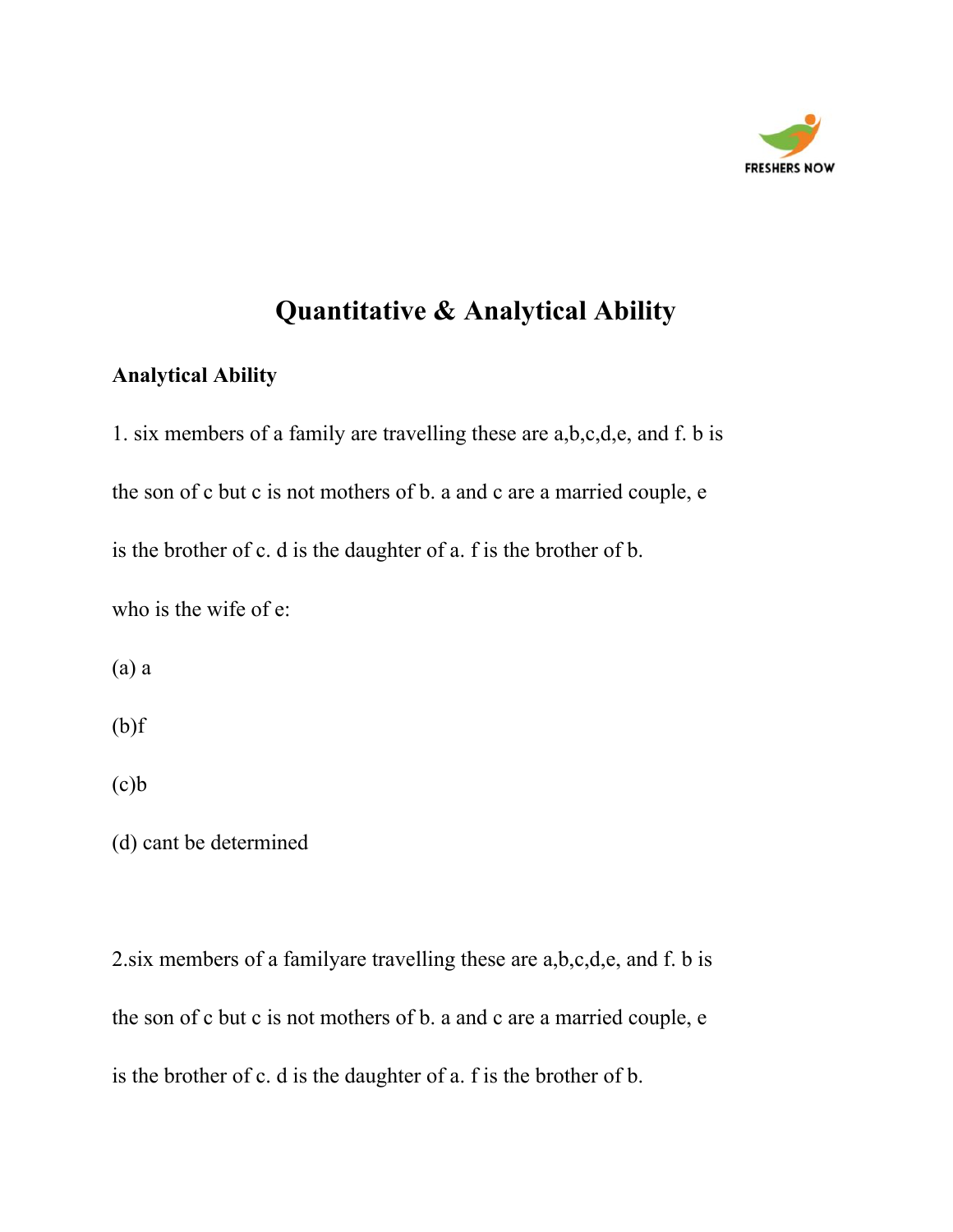# Quantitative & Analytical Ability

**Analytical Ability**

1. six members of a family are travelling these are a,b,c,d,e, and f. b is the son of c but c is not mothers of b. a and c are a married couple, e is the brother of c. d is the daughter of a. f is the brother of b.

who is the wife of e:

(a) a

(b)f

(c)b

(d) cant be determined

2.six members of a familyare travelling these are a,b,c,d,e, and f. b is the son of c but c is not mothers of b. a and c are a married couple, e is the brother of c. d is the daughter of a. f is the brother of b.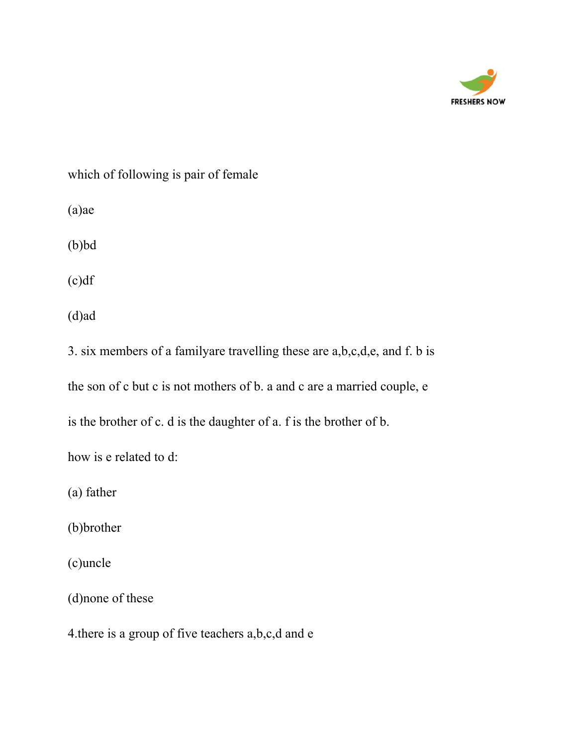which of following is pair of female

(a)ae

(b)bd

(c)df

(d)ad

3. six members of a familyare travelling these are a,b,c,d,e, and f. b is the son of c but c is not mothers of b. a and c are a married couple, e is the brother of c. d is the daughter of a. f is the brother of b.

how is e related to d:

(a) father

(b)brother

(c)uncle

(d)none of these

4.there is a group of five teachers a,b,c,d and e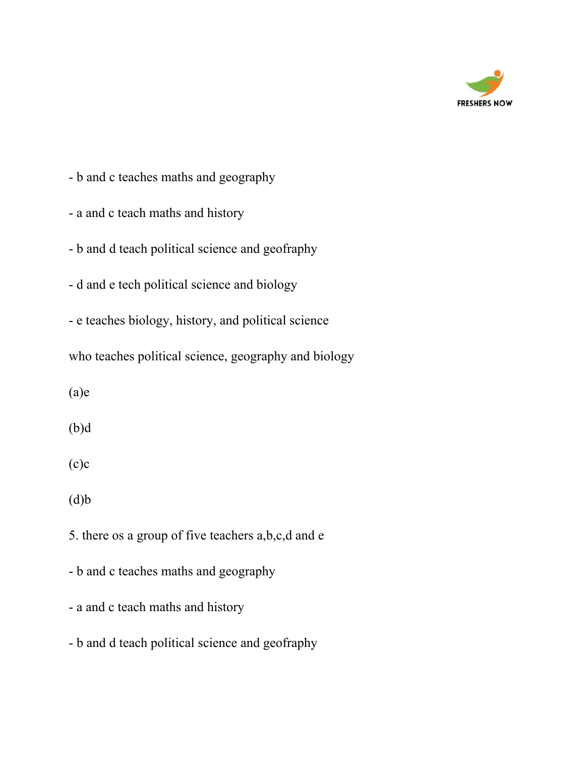- b and c teaches maths and geography

- a and c teach maths and history

- b and d teach political science and geofraphy

- d and e tech political science and biology

- e teaches biology, history, and political science

who teaches political science, geography and biology

(a)e

(b)d

(c)c

(d)b

5. there os a group of five teachers a,b,c,d and e

- b and c teaches maths and geography

- a and c teach maths and history

- b and d teach political science and geofraphy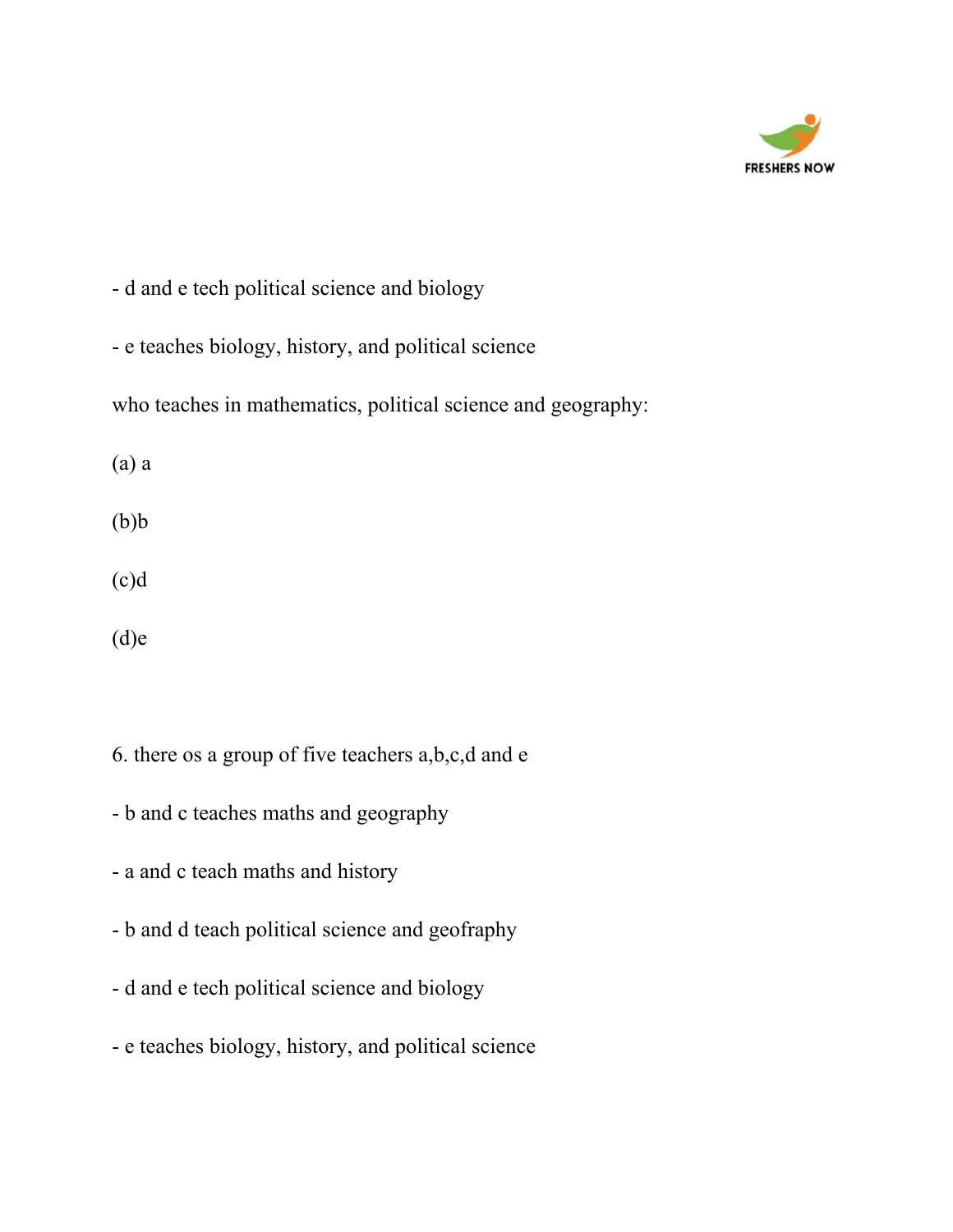- d and e tech political science and biology

- e teaches biology, history, and political science

who teaches in mathematics, political science and geography:

(a) a

(b)b

(c)d

(d)e

6. there os a group of five teachers a,b,c,d and e

- b and c teaches maths and geography

- a and c teach maths and history

- b and d teach political science and geofraphy

- d and e tech political science and biology

- e teaches biology, history, and political science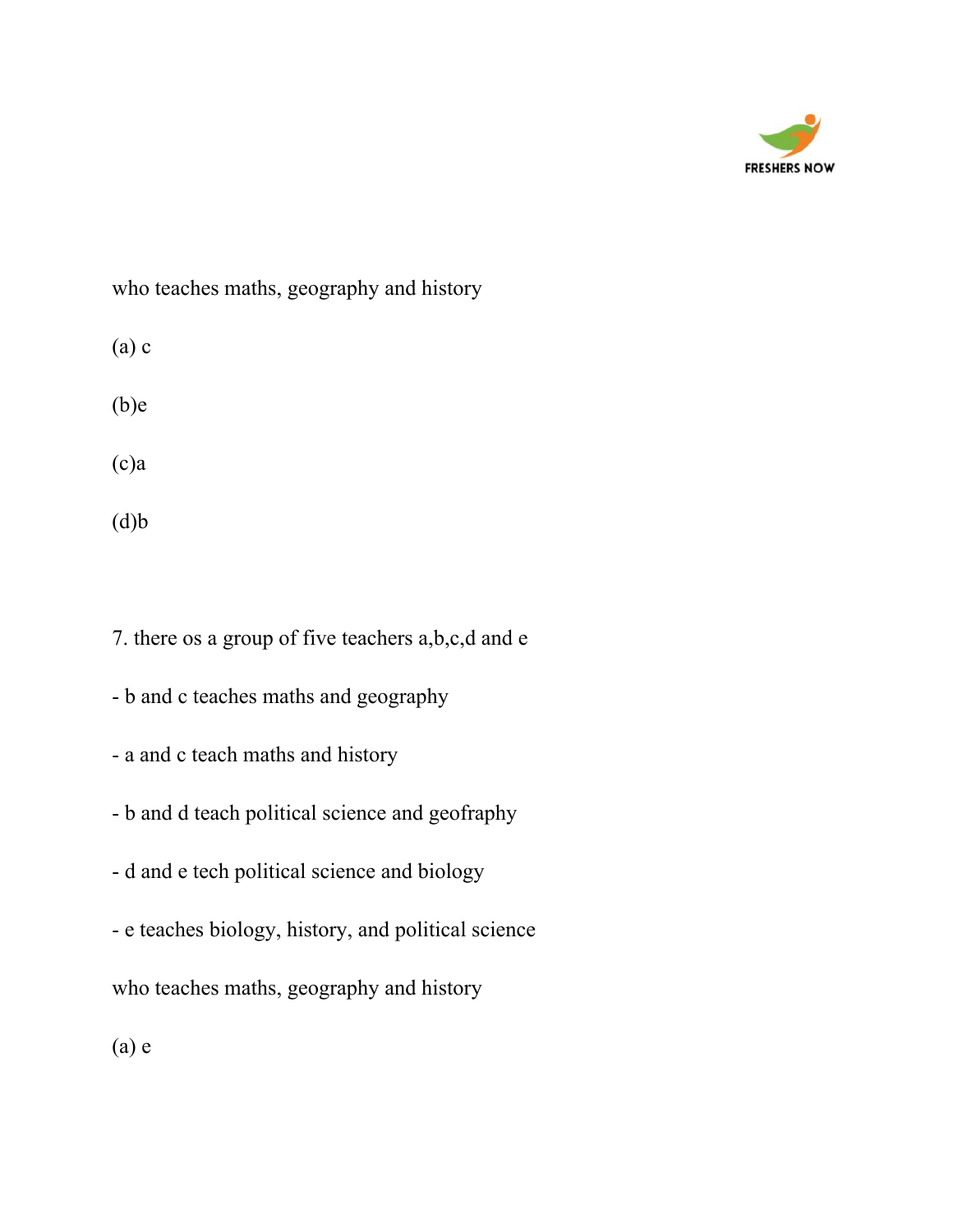who teaches maths, geography and history

(a) c

(b)e

(c)a

(d)b

7. there os a group of five teachers a,b,c,d and e

- b and c teaches maths and geography
- a and c teach maths and history
- b and d teach political science and geofraphy
- d and e tech political science and biology
- e teaches biology, history, and political science

who teaches maths, geography and history

(a) e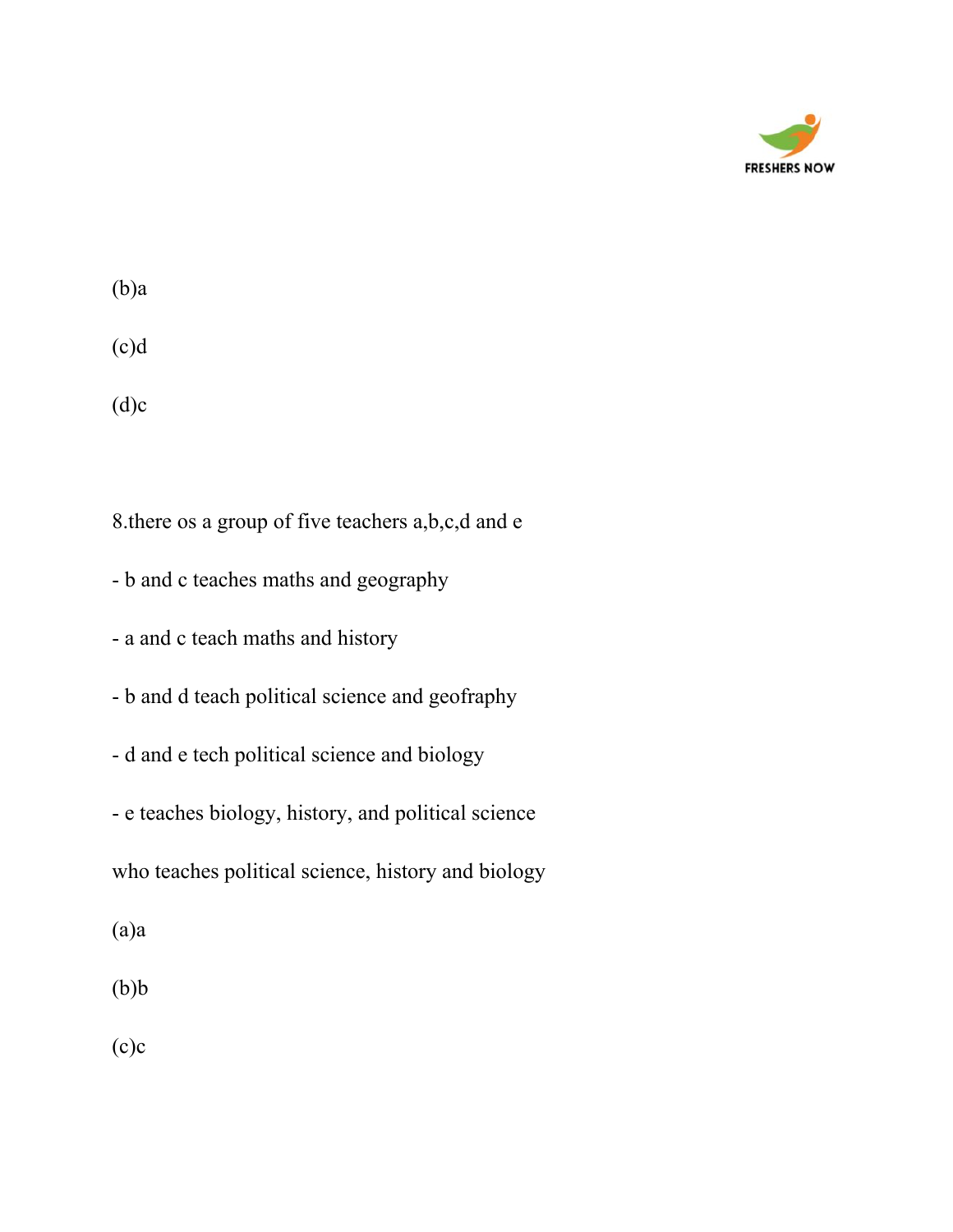(b)a

(c)d

(d)c

8.there os a group of five teachers a,b,c,d and e

- b and c teaches maths and geography
- a and c teach maths and history
- b and d teach political science and geofraphy
- d and e tech political science and biology
- e teaches biology, history, and political science

who teaches political science, history and biology

(a)a

(b)b

(c)c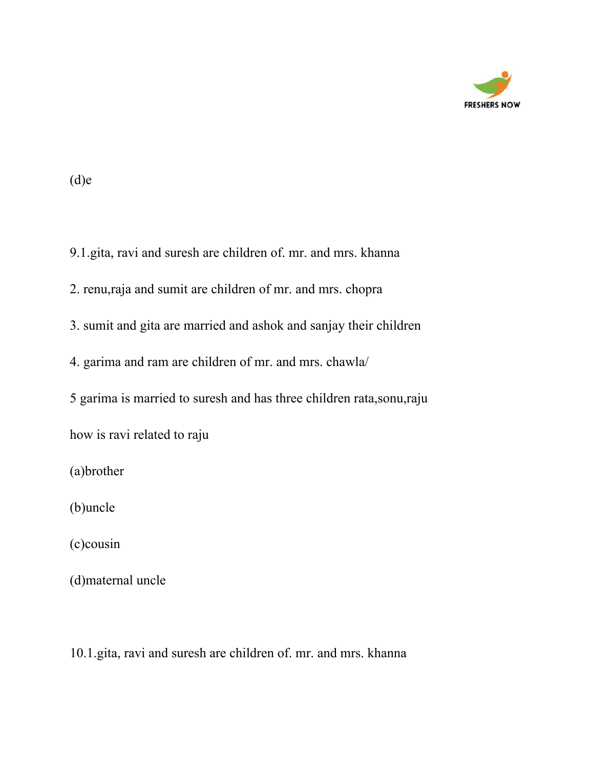(d)e

9.1.gita, ravi and suresh are children of. mr. and mrs. khanna

2. renu,raja and sumit are children of mr. and mrs. chopra

3. sumit and gita are married and ashok and sanjay their children

4. garima and ram are children of mr. and mrs. chawla/

5 garima is married to suresh and has three children rata,sonu,raju

how is ravi related to raju

(a)brother

(b)uncle

(c)cousin

(d)maternal uncle

10.1.gita, ravi and suresh are children of. mr. and mrs. khanna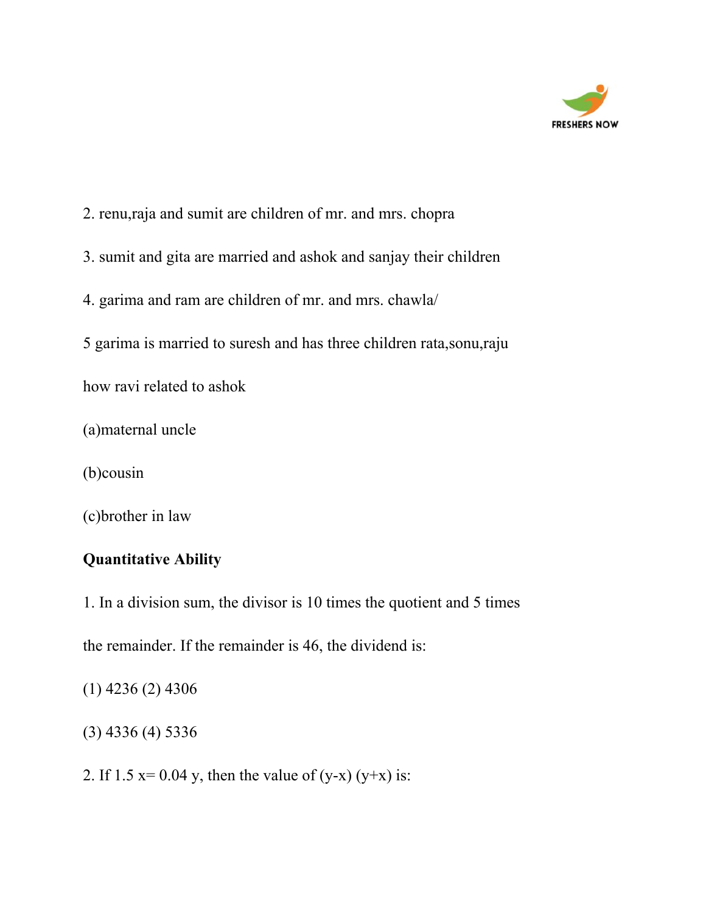2. renu,raja and sumit are children of mr. and mrs. chopra

3. sumit and gita are married and ashok and sanjay their children

4. garima and ram are children of mr. and mrs. chawla/

5 garima is married to suresh and has three children rata,sonu,raju

how ravi related to ashok

(a)maternal uncle

(b)cousin

(c)brother in law

**Quantitative Ability**

1. In a division sum, the divisor is 10 times the quotient and 5 times the remainder. If the remainder is 46, the dividend is:

(1) 4236 (2) 4306

(3) 4336 (4) 5336

2. If 1.5 x= 0.04 y, then the value of (y-x) (y+x) is: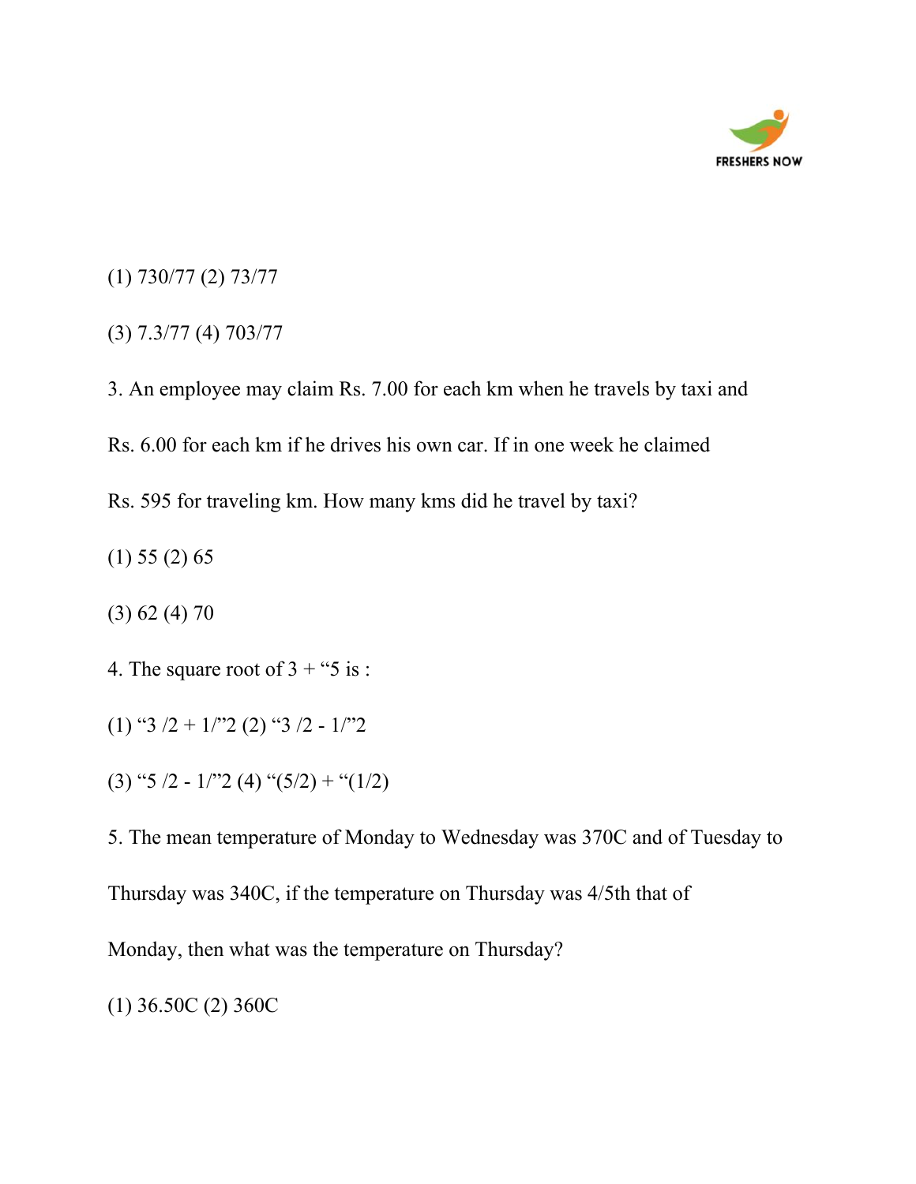(1) 730/77 (2) 73/77

(3) 7.3/77 (4) 703/77

3. An employee may claim Rs. 7.00 for each km when he travels by taxi and Rs. 6.00 for each km if he drives his own car. If in one week he claimed Rs. 595 for traveling km. How many kms did he travel by taxi?

(1) 55 (2) 65

(3) 62 (4) 70

4. The square root of 3 + “5 is :

(1) “3 /2 + 1/”2 (2) “3 /2 - 1/”2

(3) “5 /2 - 1/”2 (4) “(5/2) + “(1/2)

5. The mean temperature of Monday to Wednesday was 370C and of Tuesday to Thursday was 340C, if the temperature on Thursday was 4/5th that of Monday, then what was the temperature on Thursday?

(1) 36.50C (2) 360C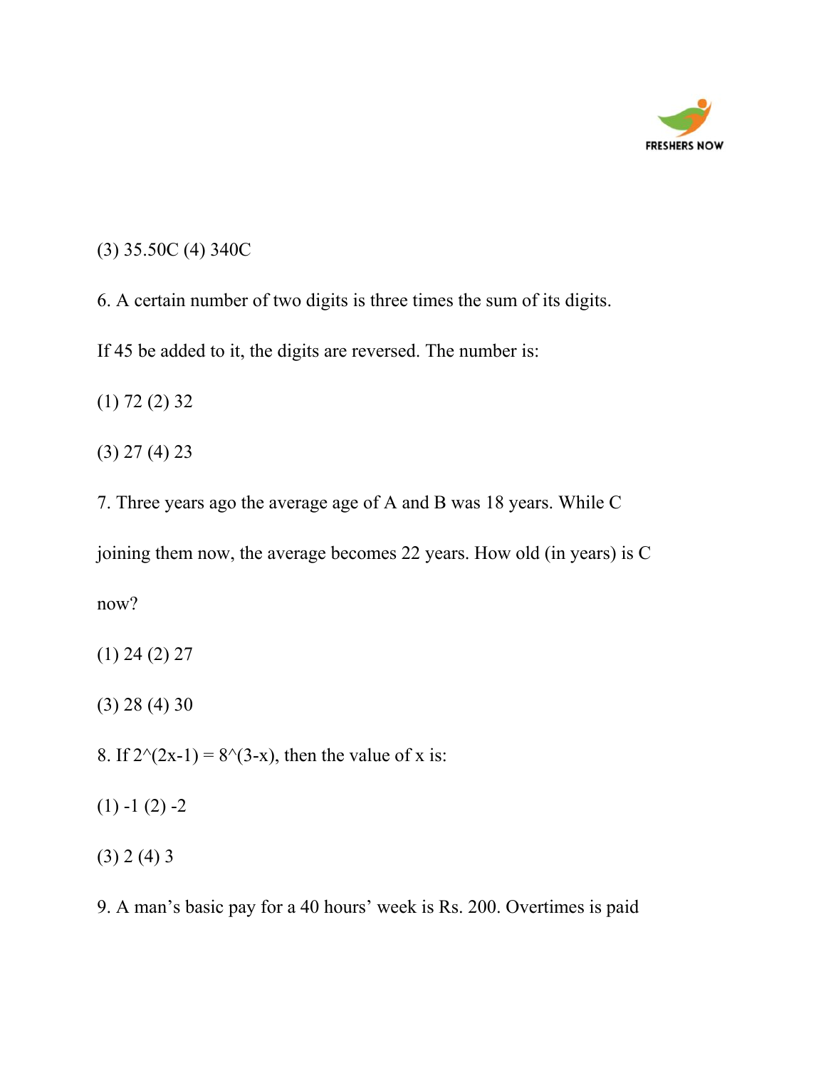(3) 35.50C (4) 340C

6. A certain number of two digits is three times the sum of its digits.

If 45 be added to it, the digits are reversed. The number is:

(1) 72 (2) 32

(3) 27 (4) 23

7. Three years ago the average age of A and B was 18 years. While C

joining them now, the average becomes 22 years. How old (in years) is C

now?

(1) 24 (2) 27

(3) 28 (4) 30

8. If $2^{(2x-1)} = 8^{(3-x)}$, then the value of x is:

(1) -1 (2) -2

(3) 2 (4) 3

9. A man's basic pay for a 40 hours' week is Rs. 200. Overtimes is paid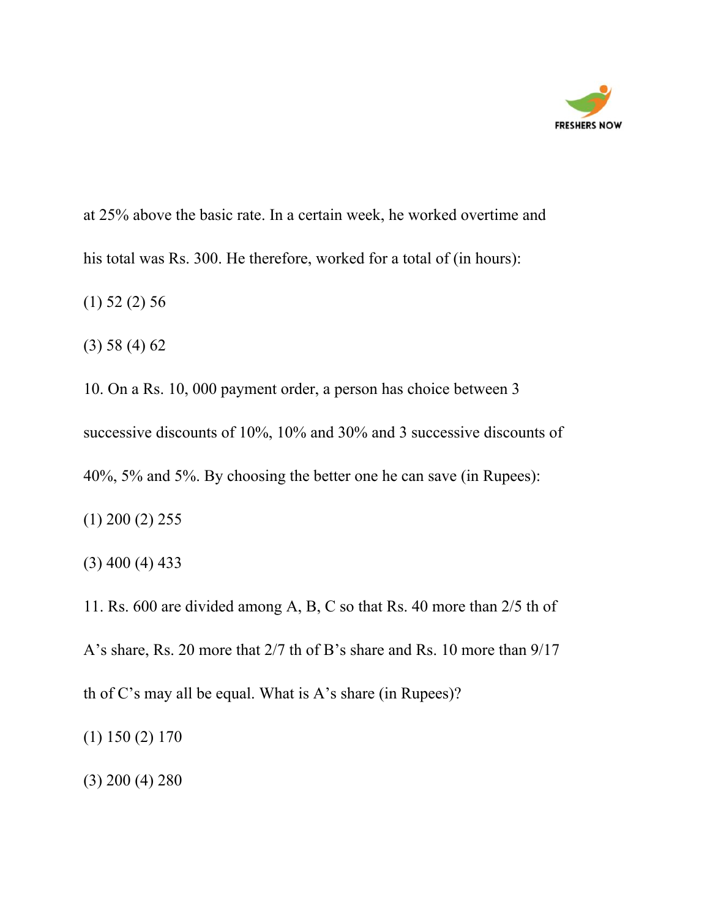at 25% above the basic rate. In a certain week, he worked overtime and his total was Rs. 300. He therefore, worked for a total of (in hours):

(1) 52 (2) 56

(3) 58 (4) 62

10. On a Rs. 10, 000 payment order, a person has choice between 3 successive discounts of 10%, 10% and 30% and 3 successive discounts of 40%, 5% and 5%. By choosing the better one he can save (in Rupees):

(1) 200 (2) 255

(3) 400 (4) 433

11. Rs. 600 are divided among A, B, C so that Rs. 40 more than 2/5 th of A's share, Rs. 20 more that 2/7 th of B's share and Rs. 10 more than 9/17 th of C's may all be equal. What is A's share (in Rupees)?

(1) 150 (2) 170

(3) 200 (4) 280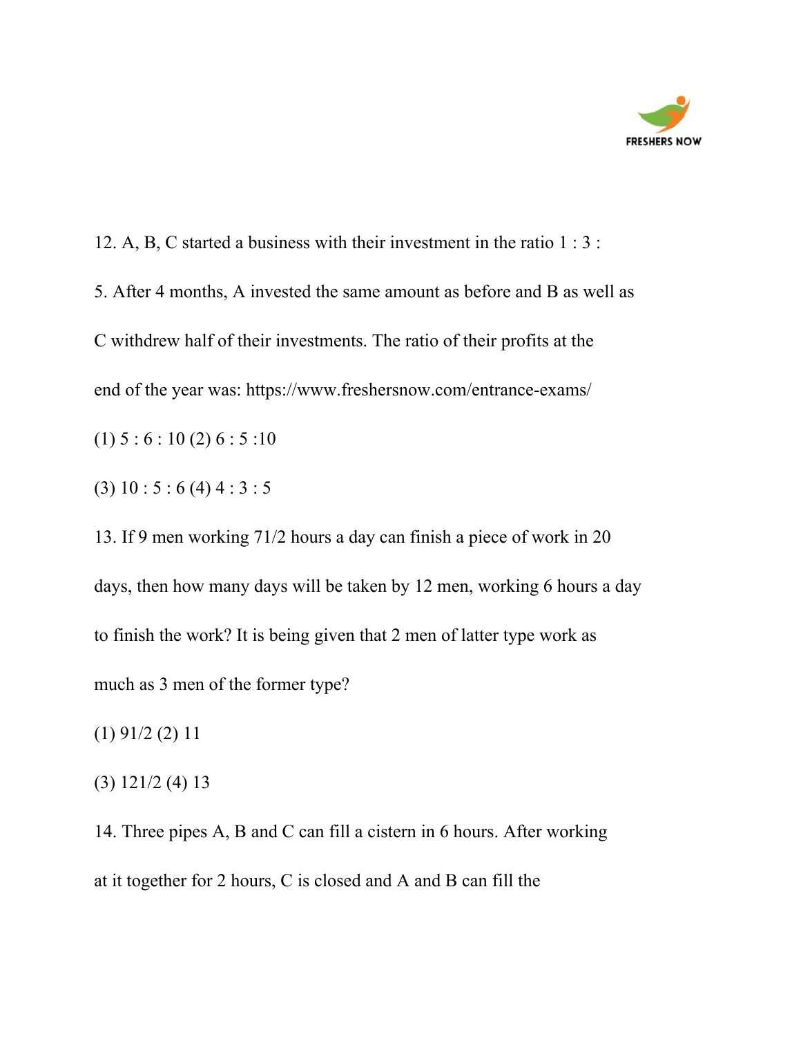12. A, B, C started a business with their investment in the ratio 1 : 3 : 5. After 4 months, A invested the same amount as before and B as well as C withdrew half of their investments. The ratio of their profits at the end of the year was: https://www.freshersnow.com/entrance-exams/

(1) 5 : 6 : 10 (2) 6 : 5 :10

(3) 10 : 5 : 6 (4) 4 : 3 : 5

13. If 9 men working 71/2 hours a day can finish a piece of work in 20 days, then how many days will be taken by 12 men, working 6 hours a day to finish the work? It is being given that 2 men of latter type work as much as 3 men of the former type?

(1) 91/2 (2) 11

(3) 121/2 (4) 13

14. Three pipes A, B and C can fill a cistern in 6 hours. After working at it together for 2 hours, C is closed and A and B can fill the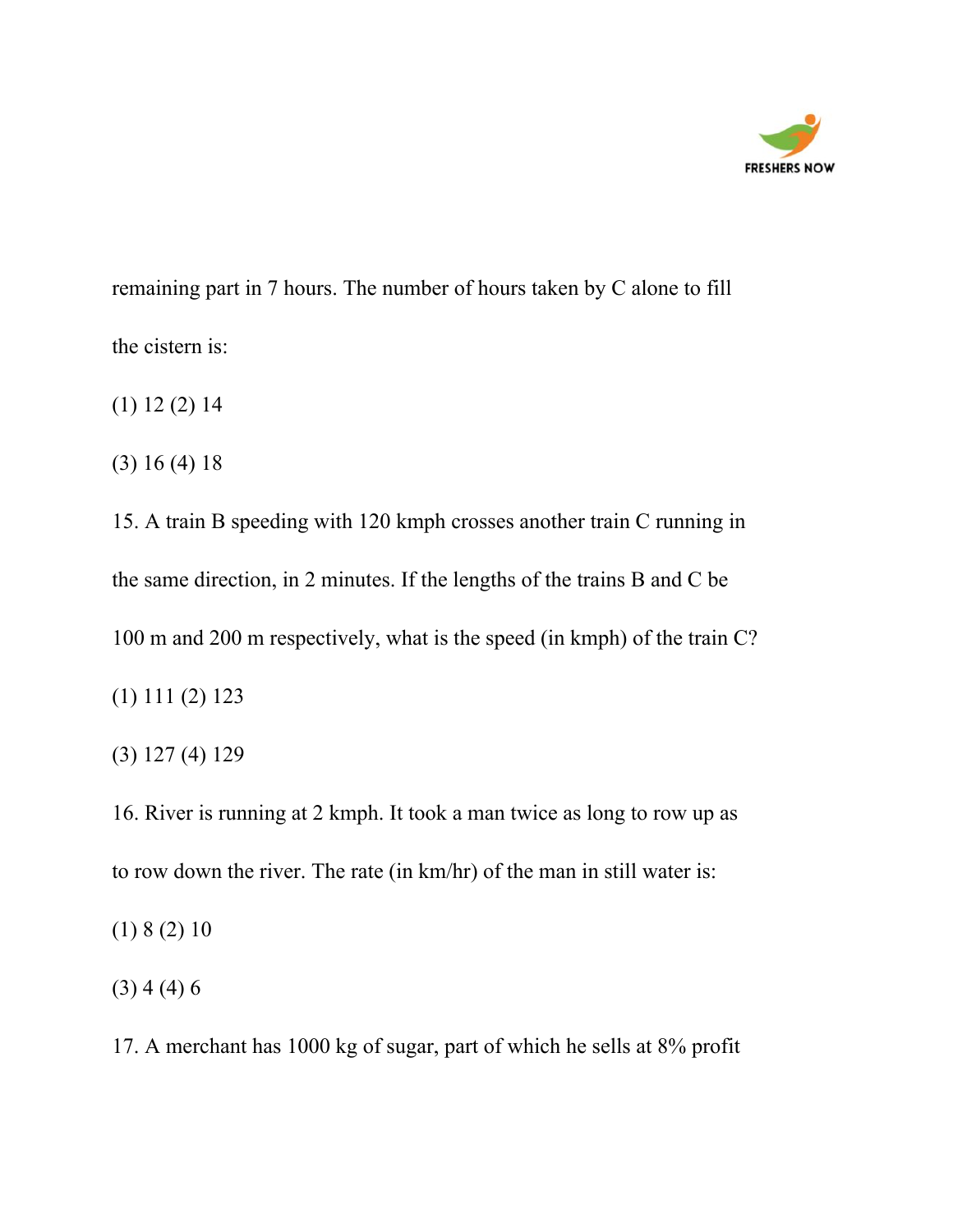remaining part in 7 hours. The number of hours taken by C alone to fill the cistern is:

(1) 12 (2) 14

(3) 16 (4) 18

15. A train B speeding with 120 kmph crosses another train C running in the same direction, in 2 minutes. If the lengths of the trains B and C be 100 m and 200 m respectively, what is the speed (in kmph) of the train C?

(1) 111 (2) 123

(3) 127 (4) 129

16. River is running at 2 kmph. It took a man twice as long to row up as to row down the river. The rate (in km/hr) of the man in still water is:

(1) 8 (2) 10

(3) 4 (4) 6

17. A merchant has 1000 kg of sugar, part of which he sells at 8% profit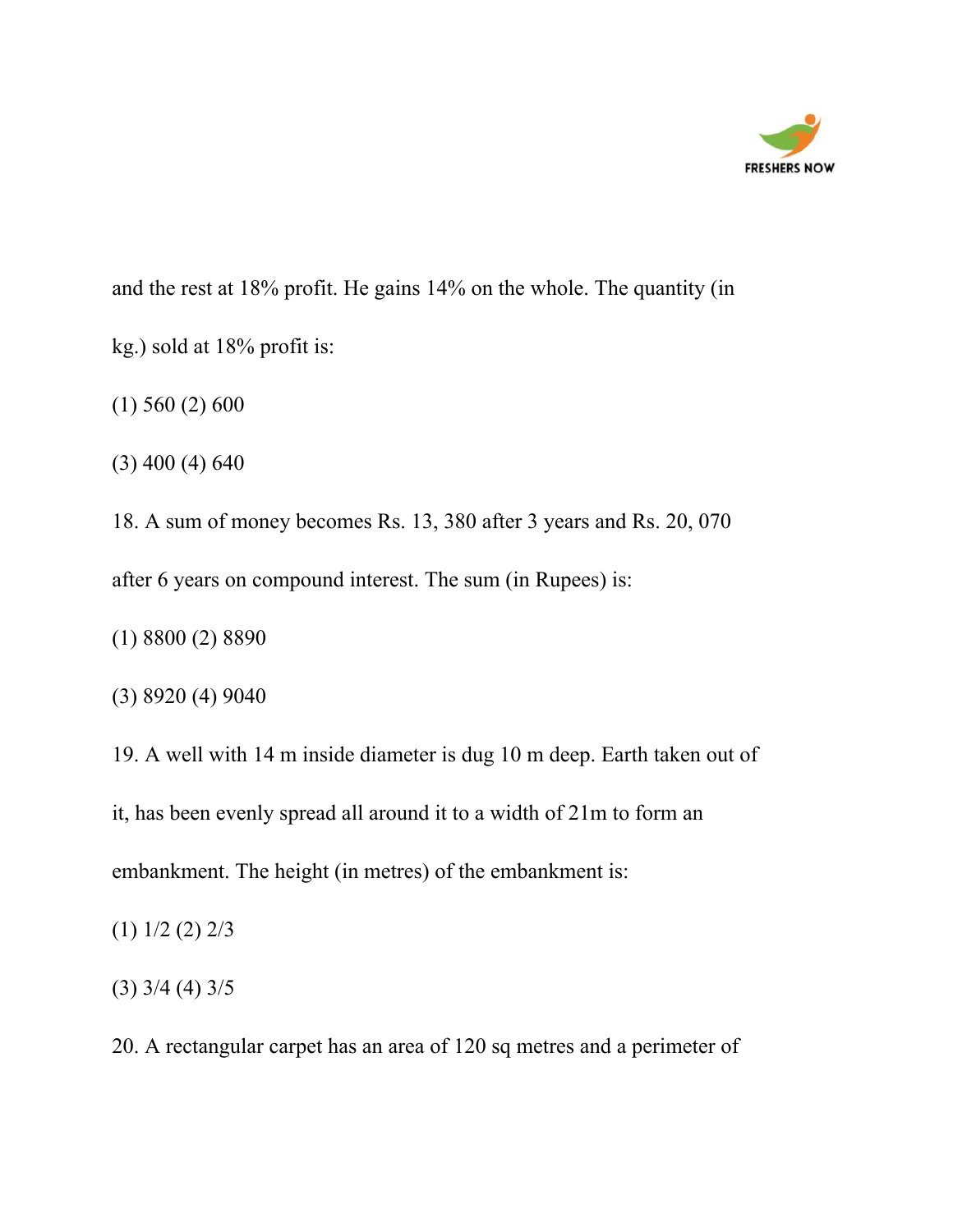and the rest at 18% profit. He gains 14% on the whole. The quantity (in kg.) sold at 18% profit is:

(1) 560 (2) 600

(3) 400 (4) 640

18. A sum of money becomes Rs. 13, 380 after 3 years and Rs. 20, 070 after 6 years on compound interest. The sum (in Rupees) is:

(1) 8800 (2) 8890

(3) 8920 (4) 9040

19. A well with 14 m inside diameter is dug 10 m deep. Earth taken out of it, has been evenly spread all around it to a width of 21m to form an embankment. The height (in metres) of the embankment is:

(1) 1/2 (2) 2/3

(3) 3/4 (4) 3/5

20. A rectangular carpet has an area of 120 sq metres and a perimeter of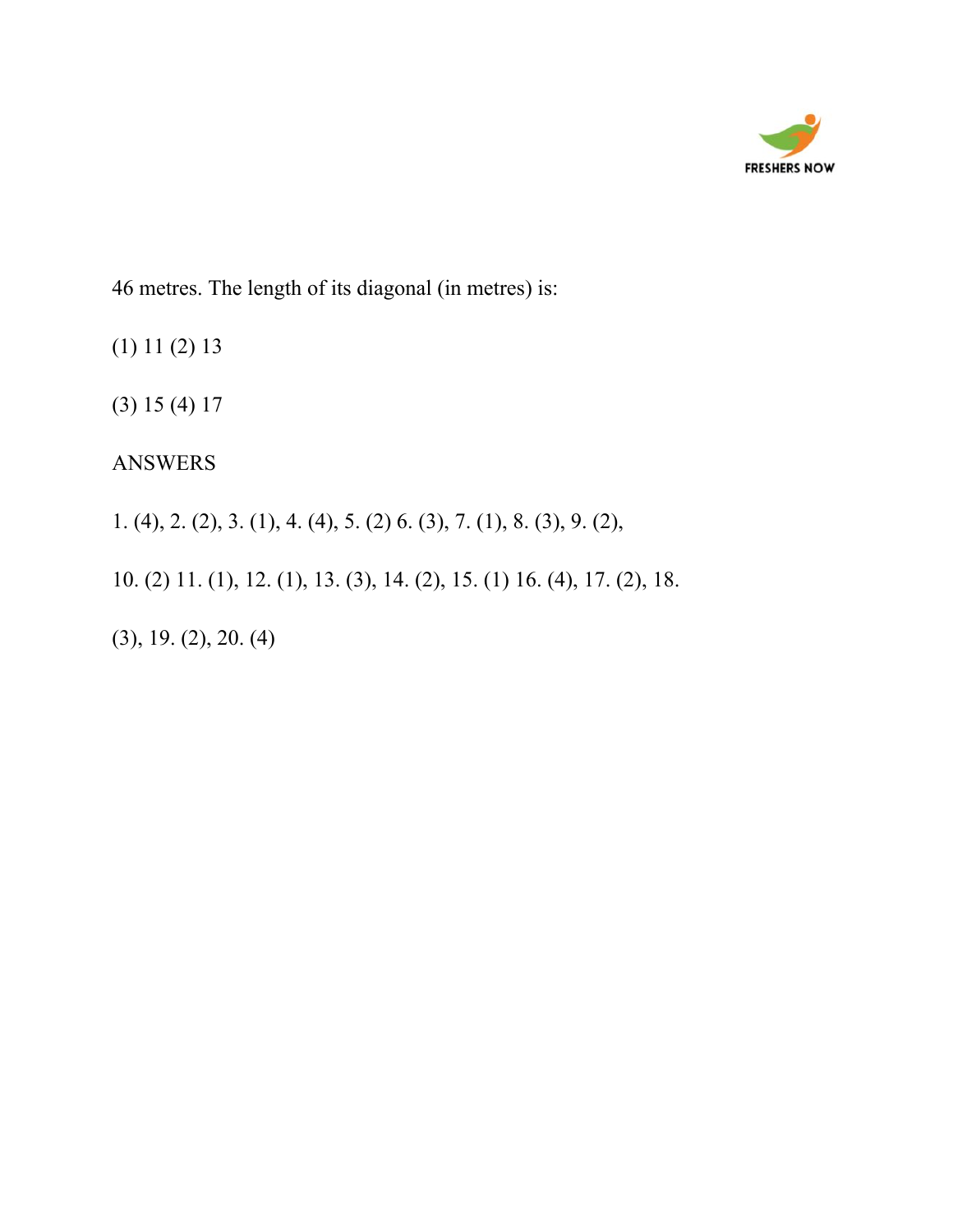46 metres. The length of its diagonal (in metres) is:

(1) 11 (2) 13

(3) 15 (4) 17

ANSWERS

1. (4), 2. (2), 3. (1), 4. (4), 5. (2) 6. (3), 7. (1), 8. (3), 9. (2),

10. (2) 11. (1), 12. (1), 13. (3), 14. (2), 15. (1) 16. (4), 17. (2), 18.

(3), 19. (2), 20. (4)